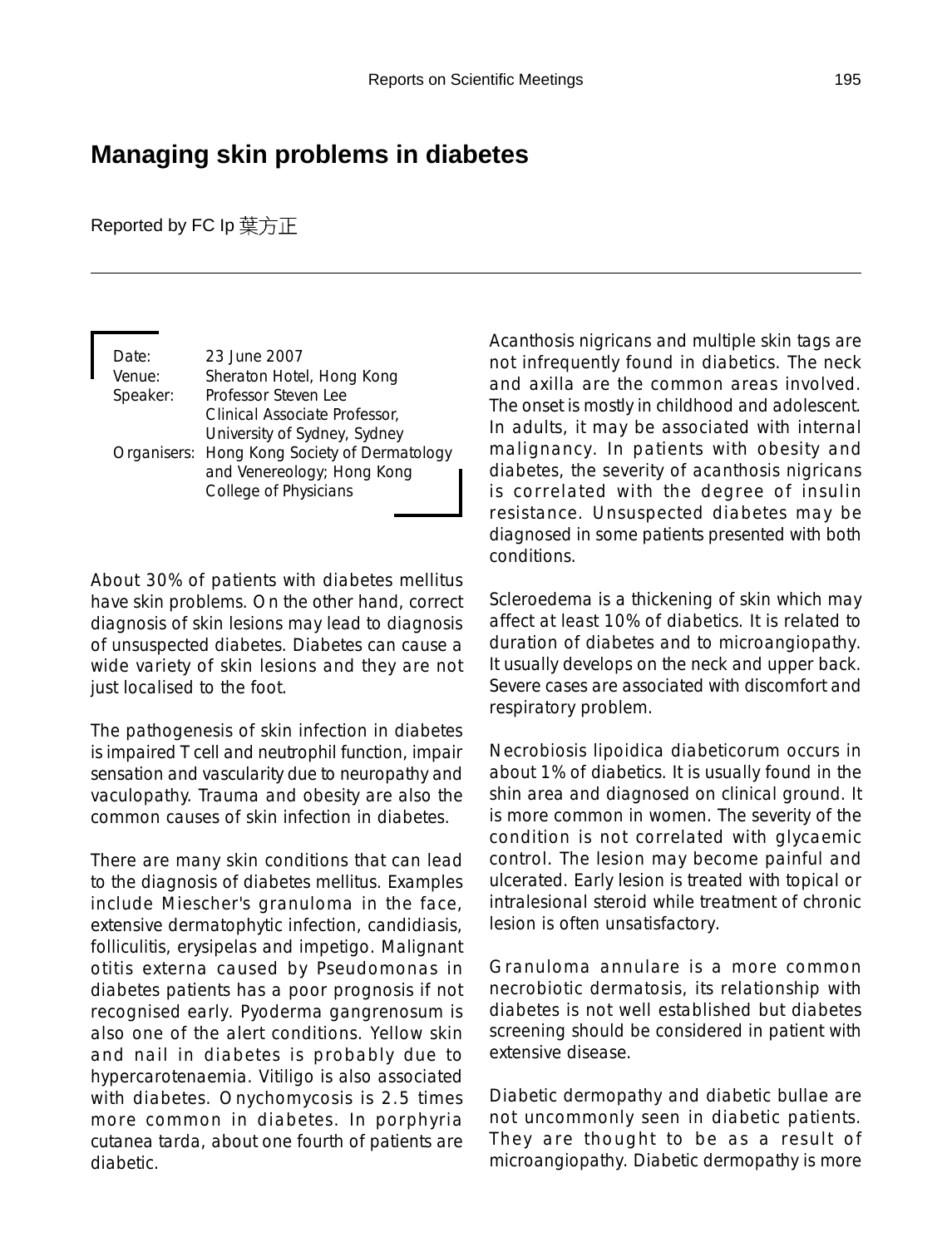# Managing skin problems in diabetes

Reported by FC Ip 葉方正

Date: 23 June 2007
Venue: Sheraton Hotel, Hong Kong
Speaker: Professor Steven Lee
Clinical Associate Professor,
University of Sydney, Sydney
Organisers: Hong Kong Society of Dermatology and Venereology; Hong Kong College of Physicians

About 30% of patients with diabetes mellitus have skin problems. On the other hand, correct diagnosis of skin lesions may lead to diagnosis of unsuspected diabetes. Diabetes can cause a wide variety of skin lesions and they are not just localised to the foot.

The pathogenesis of skin infection in diabetes is impaired T cell and neutrophil function, impair sensation and vascularity due to neuropathy and vaculopathy. Trauma and obesity are also the common causes of skin infection in diabetes.

There are many skin conditions that can lead to the diagnosis of diabetes mellitus. Examples include Miescher's granuloma in the face, extensive dermatophytic infection, candidiasis, folliculitis, erysipelas and impetigo. Malignant otitis externa caused by Pseudomonas in diabetes patients has a poor prognosis if not recognised early. Pyoderma gangrenosum is also one of the alert conditions. Yellow skin and nail in diabetes is probably due to hypercarotenaemia. Vitiligo is also associated with diabetes. Onychomycosis is 2.5 times more common in diabetes. In porphyria cutanea tarda, about one fourth of patients are diabetic.

Acanthosis nigricans and multiple skin tags are not infrequently found in diabetics. The neck and axilla are the common areas involved. The onset is mostly in childhood and adolescent. In adults, it may be associated with internal malignancy. In patients with obesity and diabetes, the severity of acanthosis nigricans is correlated with the degree of insulin resistance. Unsuspected diabetes may be diagnosed in some patients presented with both conditions.

Scleroedema is a thickening of skin which may affect at least 10% of diabetics. It is related to duration of diabetes and to microangiopathy. It usually develops on the neck and upper back. Severe cases are associated with discomfort and respiratory problem.

Necrobiosis lipoidica diabeticorum occurs in about 1% of diabetics. It is usually found in the shin area and diagnosed on clinical ground. It is more common in women. The severity of the condition is not correlated with glycaemic control. The lesion may become painful and ulcerated. Early lesion is treated with topical or intralesional steroid while treatment of chronic lesion is often unsatisfactory.

Granuloma annulare is a more common necrobiotic dermatosis, its relationship with diabetes is not well established but diabetes screening should be considered in patient with extensive disease.

Diabetic dermopathy and diabetic bullae are not uncommonly seen in diabetic patients. They are thought to be as a result of microangiopathy. Diabetic dermopathy is more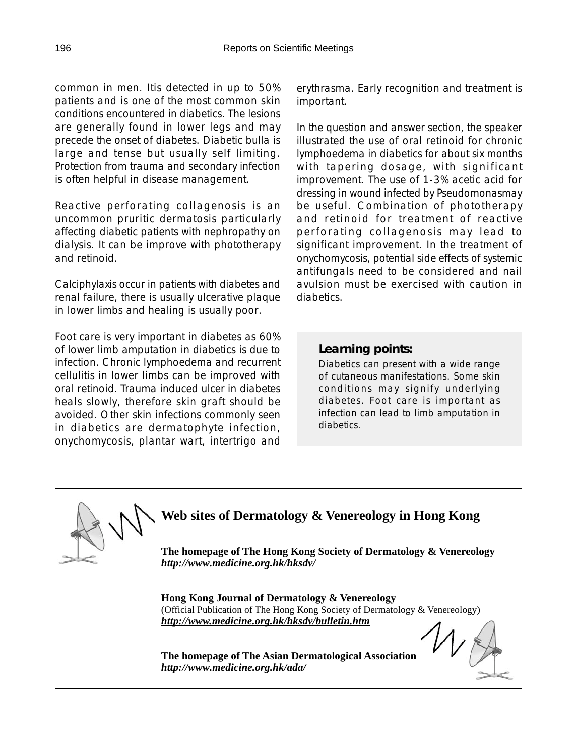common in men. Itis detected in up to 50% patients and is one of the most common skin conditions encountered in diabetics. The lesions are generally found in lower legs and may precede the onset of diabetes. Diabetic bulla is large and tense but usually self limiting. Protection from trauma and secondary infection is often helpful in disease management.

Reactive perforating collagenosis is an uncommon pruritic dermatosis particularly affecting diabetic patients with nephropathy on dialysis. It can be improve with phototherapy and retinoid.

Calciphylaxis occur in patients with diabetes and renal failure, there is usually ulcerative plaque in lower limbs and healing is usually poor.

Foot care is very important in diabetes as 60% of lower limb amputation in diabetics is due to infection. Chronic lymphoedema and recurrent cellulitis in lower limbs can be improved with oral retinoid. Trauma induced ulcer in diabetes heals slowly, therefore skin graft should be avoided. Other skin infections commonly seen in diabetics are dermatophyte infection, onychomycosis, plantar wart, intertrigo and erythrasma. Early recognition and treatment is important.

In the question and answer section, the speaker illustrated the use of oral retinoid for chronic lymphoedema in diabetics for about six months with tapering dosage, with significant improvement. The use of 1-3% acetic acid for dressing in wound infected by Pseudomonasmay be useful. Combination of phototherapy and retinoid for treatment of reactive perforating collagenosis may lead to significant improvement. In the treatment of onychomycosis, potential side effects of systemic antifungals need to be considered and nail avulsion must be exercised with caution in diabetics.

**Learning points:**

Diabetics can present with a wide range of cutaneous manifestations. Some skin conditions may signify underlying diabetes. Foot care is important as infection can lead to limb amputation in diabetics.

## Web sites of Dermatology & Venereology in Hong Kong

**The homepage of The Hong Kong Society of Dermatology & Venereology**
***http://www.medicine.org.hk/hksdv/***

**Hong Kong Journal of Dermatology & Venereology**
(Official Publication of The Hong Kong Society of Dermatology & Venereology)
***http://www.medicine.org.hk/hksdv/bulletin.htm***

**The homepage of The Asian Dermatological Association**
***http://www.medicine.org.hk/ada/***